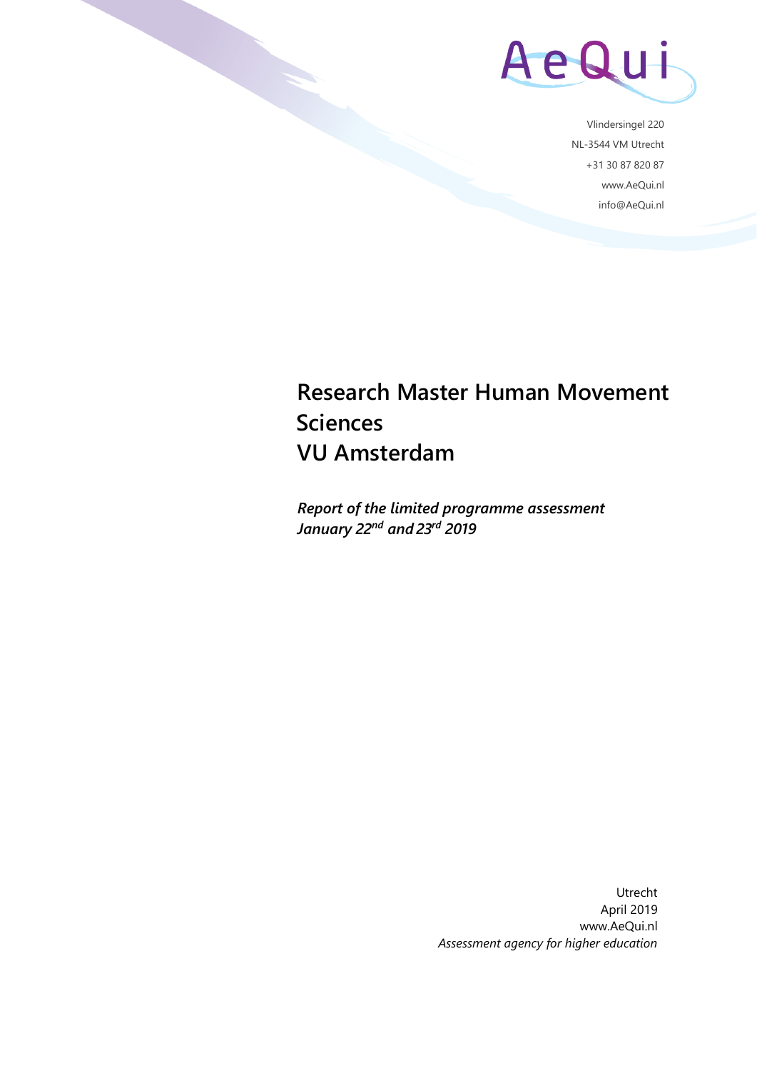AeQui

Vlindersingel 220
NL-3544 VM Utrecht
+31 30 87 820 87
www.AeQui.nl
info@AeQui.nl

# Research Master Human Movement Sciences VU Amsterdam

***Report of the limited programme assessment***
***January 22nd and 23rd 2019***

Utrecht
April 2019
www.AeQui.nl
*Assessment agency for higher education*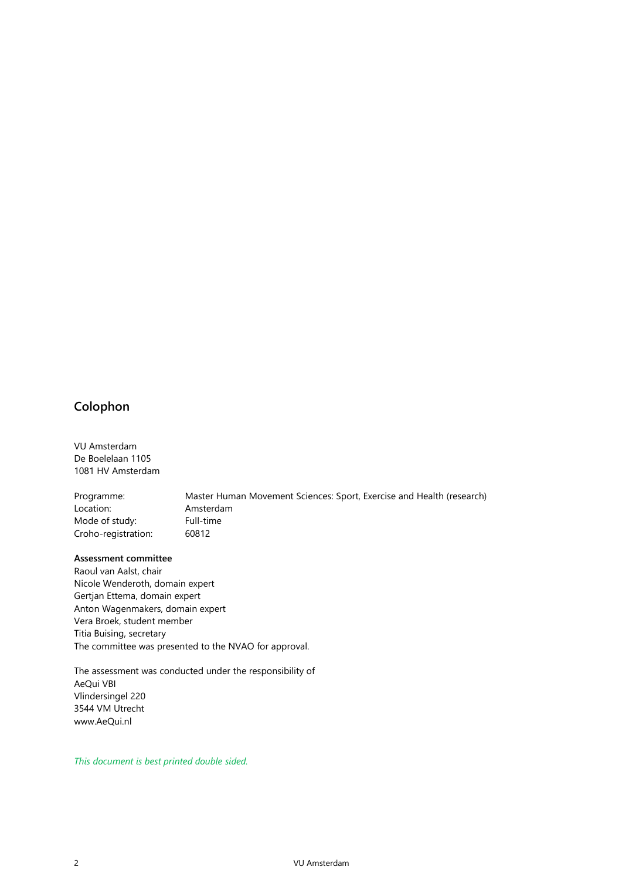## Colophon

VU Amsterdam
De Boelelaan 1105
1081 HV Amsterdam

| | |
|---|---|
| Programme: | Master Human Movement Sciences: Sport, Exercise and Health (research) |
| Location: | Amsterdam |
| Mode of study: | Full-time |
| Croho-registration: | 60812 |

**Assessment committee**
Raoul van Aalst, chair
Nicole Wenderoth, domain expert
Gertjan Ettema, domain expert
Anton Wagenmakers, domain expert
Vera Broek, student member
Titia Buising, secretary
The committee was presented to the NVAO for approval.

The assessment was conducted under the responsibility of
AeQui VBI
Vlindersingel 220
3544 VM Utrecht
www.AeQui.nl

*This document is best printed double sided.*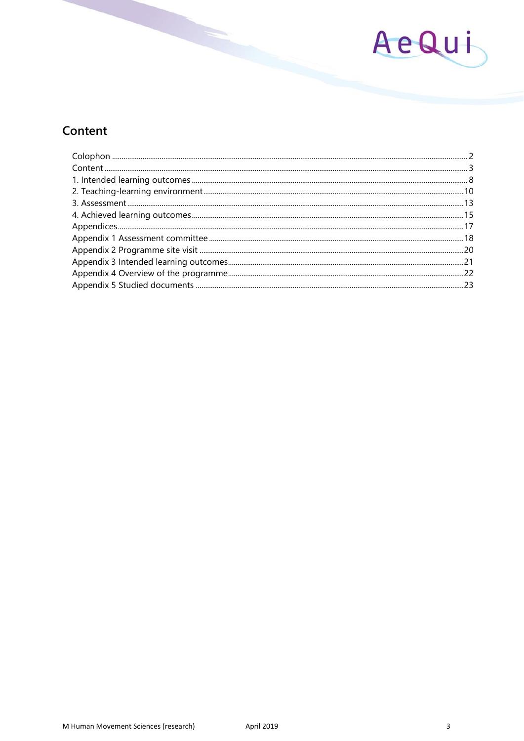## Content

Colophon .......... 2
Content .......... 3
1. Intended learning outcomes .......... 8
2. Teaching-learning environment .......... 10
3. Assessment .......... 13
4. Achieved learning outcomes .......... 15
Appendices .......... 17
Appendix 1 Assessment committee .......... 18
Appendix 2 Programme site visit .......... 20
Appendix 3 Intended learning outcomes .......... 21
Appendix 4 Overview of the programme .......... 22
Appendix 5 Studied documents .......... 23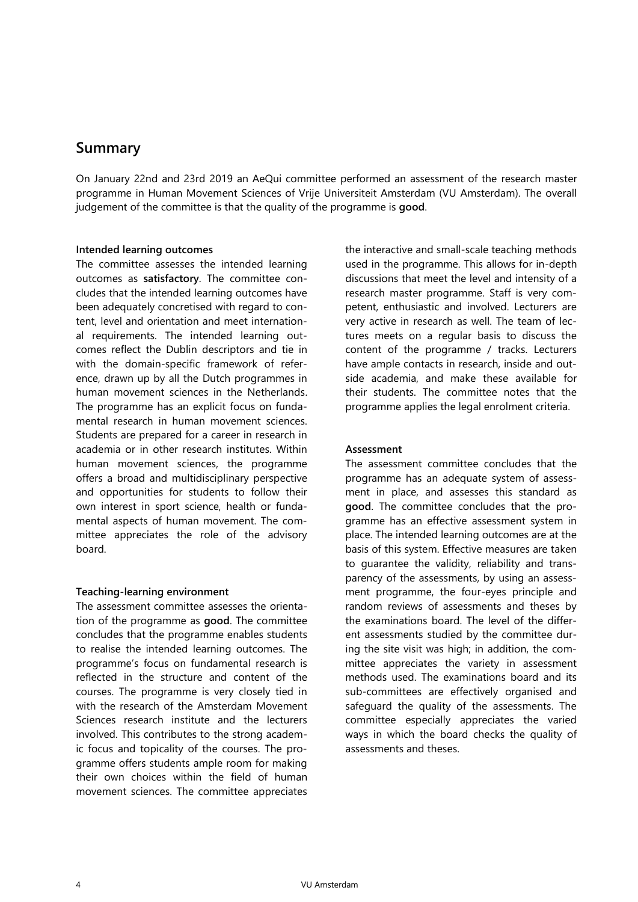## Summary

On January 22nd and 23rd 2019 an AeQui committee performed an assessment of the research master programme in Human Movement Sciences of Vrije Universiteit Amsterdam (VU Amsterdam). The overall judgement of the committee is that the quality of the programme is **good**.

**Intended learning outcomes**

The committee assesses the intended learning outcomes as **satisfactory**. The committee concludes that the intended learning outcomes have been adequately concretised with regard to content, level and orientation and meet international requirements. The intended learning outcomes reflect the Dublin descriptors and tie in with the domain-specific framework of reference, drawn up by all the Dutch programmes in human movement sciences in the Netherlands. The programme has an explicit focus on fundamental research in human movement sciences. Students are prepared for a career in research in academia or in other research institutes. Within human movement sciences, the programme offers a broad and multidisciplinary perspective and opportunities for students to follow their own interest in sport science, health or fundamental aspects of human movement. The committee appreciates the role of the advisory board.

**Teaching-learning environment**

The assessment committee assesses the orientation of the programme as **good**. The committee concludes that the programme enables students to realise the intended learning outcomes. The programme's focus on fundamental research is reflected in the structure and content of the courses. The programme is very closely tied in with the research of the Amsterdam Movement Sciences research institute and the lecturers involved. This contributes to the strong academic focus and topicality of the courses. The programme offers students ample room for making their own choices within the field of human movement sciences. The committee appreciates the interactive and small-scale teaching methods used in the programme. This allows for in-depth discussions that meet the level and intensity of a research master programme. Staff is very competent, enthusiastic and involved. Lecturers are very active in research as well. The team of lectures meets on a regular basis to discuss the content of the programme / tracks. Lecturers have ample contacts in research, inside and outside academia, and make these available for their students. The committee notes that the programme applies the legal enrolment criteria.

**Assessment**

The assessment committee concludes that the programme has an adequate system of assessment in place, and assesses this standard as **good**. The committee concludes that the programme has an effective assessment system in place. The intended learning outcomes are at the basis of this system. Effective measures are taken to guarantee the validity, reliability and transparency of the assessments, by using an assessment programme, the four-eyes principle and random reviews of assessments and theses by the examinations board. The level of the different assessments studied by the committee during the site visit was high; in addition, the committee appreciates the variety in assessment methods used. The examinations board and its sub-committees are effectively organised and safeguard the quality of the assessments. The committee especially appreciates the varied ways in which the board checks the quality of assessments and theses.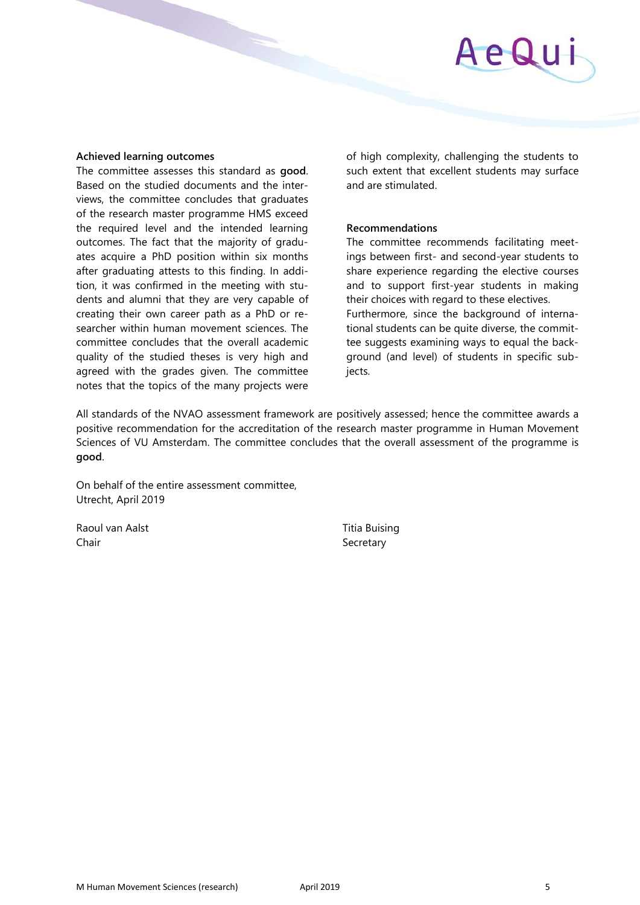**Achieved learning outcomes**

The committee assesses this standard as **good**. Based on the studied documents and the interviews, the committee concludes that graduates of the research master programme HMS exceed the required level and the intended learning outcomes. The fact that the majority of graduates acquire a PhD position within six months after graduating attests to this finding. In addition, it was confirmed in the meeting with students and alumni that they are very capable of creating their own career path as a PhD or researcher within human movement sciences. The committee concludes that the overall academic quality of the studied theses is very high and agreed with the grades given. The committee notes that the topics of the many projects were of high complexity, challenging the students to such extent that excellent students may surface and are stimulated.

**Recommendations**

The committee recommends facilitating meetings between first- and second-year students to share experience regarding the elective courses and to support first-year students in making their choices with regard to these electives.

Furthermore, since the background of international students can be quite diverse, the committee suggests examining ways to equal the background (and level) of students in specific subjects.

All standards of the NVAO assessment framework are positively assessed; hence the committee awards a positive recommendation for the accreditation of the research master programme in Human Movement Sciences of VU Amsterdam. The committee concludes that the overall assessment of the programme is **good**.

On behalf of the entire assessment committee,
Utrecht, April 2019

Raoul van Aalst
Chair

Titia Buising
Secretary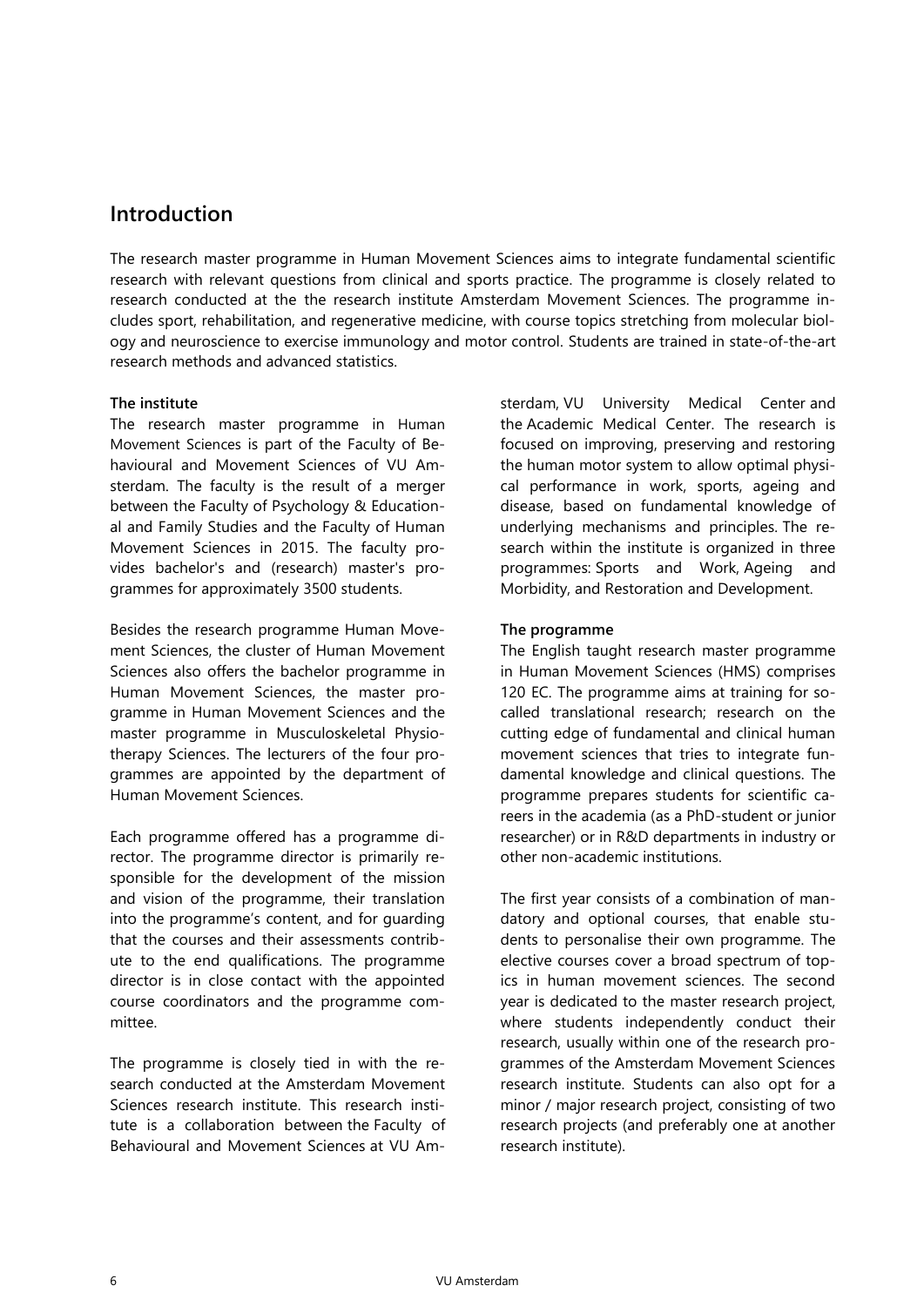## Introduction

The research master programme in Human Movement Sciences aims to integrate fundamental scientific research with relevant questions from clinical and sports practice. The programme is closely related to research conducted at the the research institute Amsterdam Movement Sciences. The programme includes sport, rehabilitation, and regenerative medicine, with course topics stretching from molecular biology and neuroscience to exercise immunology and motor control. Students are trained in state-of-the-art research methods and advanced statistics.

**The institute**

The research master programme in Human Movement Sciences is part of the Faculty of Behavioural and Movement Sciences of VU Amsterdam. The faculty is the result of a merger between the Faculty of Psychology & Educational and Family Studies and the Faculty of Human Movement Sciences in 2015. The faculty provides bachelor's and (research) master's programmes for approximately 3500 students.

Besides the research programme Human Movement Sciences, the cluster of Human Movement Sciences also offers the bachelor programme in Human Movement Sciences, the master programme in Human Movement Sciences and the master programme in Musculoskeletal Physiotherapy Sciences. The lecturers of the four programmes are appointed by the department of Human Movement Sciences.

Each programme offered has a programme director. The programme director is primarily responsible for the development of the mission and vision of the programme, their translation into the programme's content, and for guarding that the courses and their assessments contribute to the end qualifications. The programme director is in close contact with the appointed course coordinators and the programme committee.

The programme is closely tied in with the research conducted at the Amsterdam Movement Sciences research institute. This research institute is a collaboration between the Faculty of Behavioural and Movement Sciences at VU Amsterdam, VU University Medical Center and the Academic Medical Center. The research is focused on improving, preserving and restoring the human motor system to allow optimal physical performance in work, sports, ageing and disease, based on fundamental knowledge of underlying mechanisms and principles. The research within the institute is organized in three programmes: Sports and Work, Ageing and Morbidity, and Restoration and Development.

**The programme**

The English taught research master programme in Human Movement Sciences (HMS) comprises 120 EC. The programme aims at training for so-called translational research; research on the cutting edge of fundamental and clinical human movement sciences that tries to integrate fundamental knowledge and clinical questions. The programme prepares students for scientific careers in the academia (as a PhD-student or junior researcher) or in R&D departments in industry or other non-academic institutions.

The first year consists of a combination of mandatory and optional courses, that enable students to personalise their own programme. The elective courses cover a broad spectrum of topics in human movement sciences. The second year is dedicated to the master research project, where students independently conduct their research, usually within one of the research programmes of the Amsterdam Movement Sciences research institute. Students can also opt for a minor / major research project, consisting of two research projects (and preferably one at another research institute).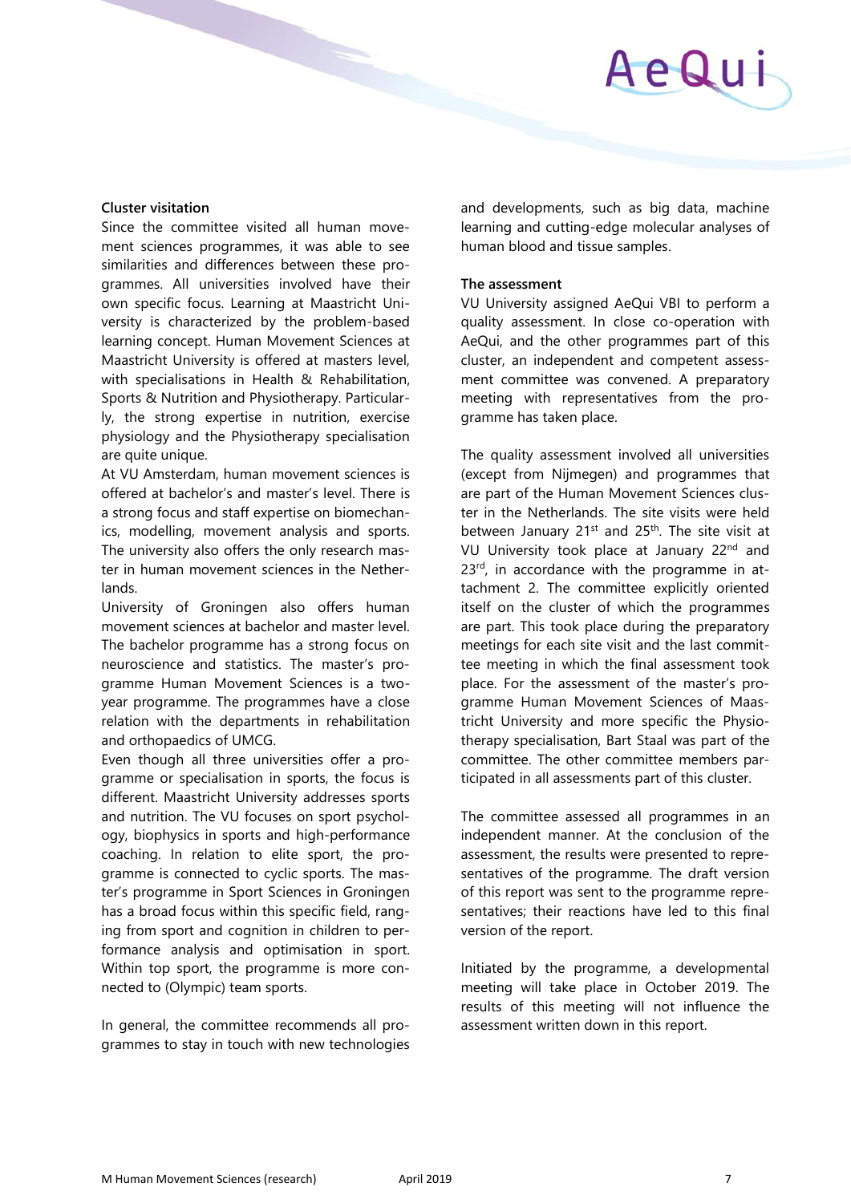### Cluster visitation

Since the committee visited all human movement sciences programmes, it was able to see similarities and differences between these programmes. All universities involved have their own specific focus. Learning at Maastricht University is characterized by the problem-based learning concept. Human Movement Sciences at Maastricht University is offered at masters level, with specialisations in Health & Rehabilitation, Sports & Nutrition and Physiotherapy. Particularly, the strong expertise in nutrition, exercise physiology and the Physiotherapy specialisation are quite unique.

At VU Amsterdam, human movement sciences is offered at bachelor's and master's level. There is a strong focus and staff expertise on biomechanics, modelling, movement analysis and sports. The university also offers the only research master in human movement sciences in the Netherlands.

University of Groningen also offers human movement sciences at bachelor and master level. The bachelor programme has a strong focus on neuroscience and statistics. The master's programme Human Movement Sciences is a two-year programme. The programmes have a close relation with the departments in rehabilitation and orthopaedics of UMCG.

Even though all three universities offer a programme or specialisation in sports, the focus is different. Maastricht University addresses sports and nutrition. The VU focuses on sport psychology, biophysics in sports and high-performance coaching. In relation to elite sport, the programme is connected to cyclic sports. The master's programme in Sport Sciences in Groningen has a broad focus within this specific field, ranging from sport and cognition in children to performance analysis and optimisation in sport. Within top sport, the programme is more connected to (Olympic) team sports.

In general, the committee recommends all programmes to stay in touch with new technologies and developments, such as big data, machine learning and cutting-edge molecular analyses of human blood and tissue samples.

### The assessment

VU University assigned AeQui VBI to perform a quality assessment. In close co-operation with AeQui, and the other programmes part of this cluster, an independent and competent assessment committee was convened. A preparatory meeting with representatives from the programme has taken place.

The quality assessment involved all universities (except from Nijmegen) and programmes that are part of the Human Movement Sciences cluster in the Netherlands. The site visits were held between January 21st and 25th. The site visit at VU University took place at January 22nd and 23rd, in accordance with the programme in attachment 2. The committee explicitly oriented itself on the cluster of which the programmes are part. This took place during the preparatory meetings for each site visit and the last committee meeting in which the final assessment took place. For the assessment of the master's programme Human Movement Sciences of Maastricht University and more specific the Physiotherapy specialisation, Bart Staal was part of the committee. The other committee members participated in all assessments part of this cluster.

The committee assessed all programmes in an independent manner. At the conclusion of the assessment, the results were presented to representatives of the programme. The draft version of this report was sent to the programme representatives; their reactions have led to this final version of the report.

Initiated by the programme, a developmental meeting will take place in October 2019. The results of this meeting will not influence the assessment written down in this report.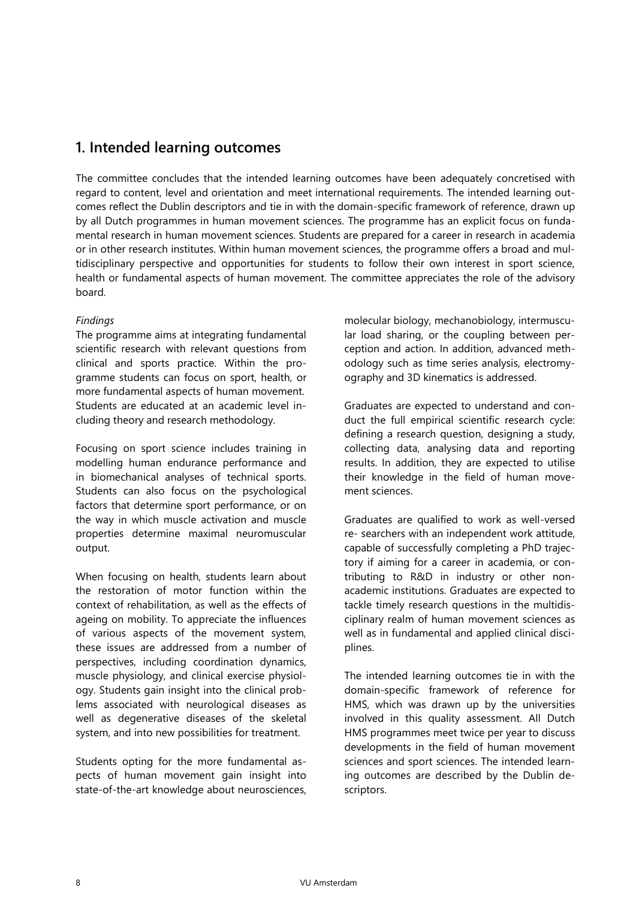## 1. Intended learning outcomes

The committee concludes that the intended learning outcomes have been adequately concretised with regard to content, level and orientation and meet international requirements. The intended learning outcomes reflect the Dublin descriptors and tie in with the domain-specific framework of reference, drawn up by all Dutch programmes in human movement sciences. The programme has an explicit focus on fundamental research in human movement sciences. Students are prepared for a career in research in academia or in other research institutes. Within human movement sciences, the programme offers a broad and multidisciplinary perspective and opportunities for students to follow their own interest in sport science, health or fundamental aspects of human movement. The committee appreciates the role of the advisory board.

*Findings*

The programme aims at integrating fundamental scientific research with relevant questions from clinical and sports practice. Within the programme students can focus on sport, health, or more fundamental aspects of human movement. Students are educated at an academic level including theory and research methodology.

Focusing on sport science includes training in modelling human endurance performance and in biomechanical analyses of technical sports. Students can also focus on the psychological factors that determine sport performance, or on the way in which muscle activation and muscle properties determine maximal neuromuscular output.

When focusing on health, students learn about the restoration of motor function within the context of rehabilitation, as well as the effects of ageing on mobility. To appreciate the influences of various aspects of the movement system, these issues are addressed from a number of perspectives, including coordination dynamics, muscle physiology, and clinical exercise physiology. Students gain insight into the clinical problems associated with neurological diseases as well as degenerative diseases of the skeletal system, and into new possibilities for treatment.

Students opting for the more fundamental aspects of human movement gain insight into state-of-the-art knowledge about neurosciences, molecular biology, mechanobiology, intermuscular load sharing, or the coupling between perception and action. In addition, advanced methodology such as time series analysis, electromyography and 3D kinematics is addressed.

Graduates are expected to understand and conduct the full empirical scientific research cycle: defining a research question, designing a study, collecting data, analysing data and reporting results. In addition, they are expected to utilise their knowledge in the field of human movement sciences.

Graduates are qualified to work as well-versed re- searchers with an independent work attitude, capable of successfully completing a PhD trajectory if aiming for a career in academia, or contributing to R&D in industry or other non-academic institutions. Graduates are expected to tackle timely research questions in the multidisciplinary realm of human movement sciences as well as in fundamental and applied clinical disciplines.

The intended learning outcomes tie in with the domain-specific framework of reference for HMS, which was drawn up by the universities involved in this quality assessment. All Dutch HMS programmes meet twice per year to discuss developments in the field of human movement sciences and sport sciences. The intended learning outcomes are described by the Dublin descriptors.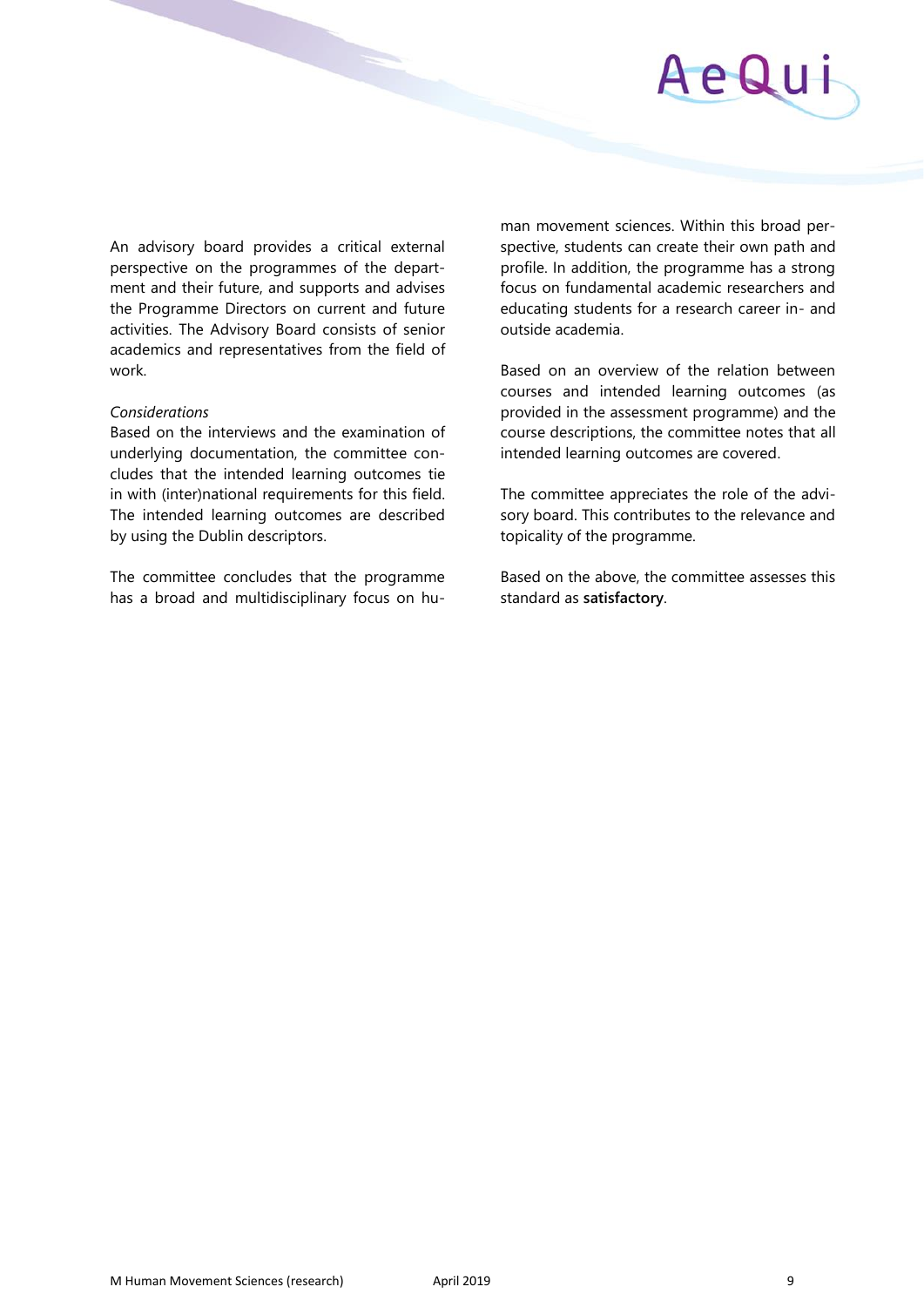An advisory board provides a critical external perspective on the programmes of the department and their future, and supports and advises the Programme Directors on current and future activities. The Advisory Board consists of senior academics and representatives from the field of work.

*Considerations*
Based on the interviews and the examination of underlying documentation, the committee concludes that the intended learning outcomes tie in with (inter)national requirements for this field. The intended learning outcomes are described by using the Dublin descriptors.

The committee concludes that the programme has a broad and multidisciplinary focus on human movement sciences. Within this broad perspective, students can create their own path and profile. In addition, the programme has a strong focus on fundamental academic researchers and educating students for a research career in- and outside academia.

Based on an overview of the relation between courses and intended learning outcomes (as provided in the assessment programme) and the course descriptions, the committee notes that all intended learning outcomes are covered.

The committee appreciates the role of the advisory board. This contributes to the relevance and topicality of the programme.

Based on the above, the committee assesses this standard as **satisfactory**.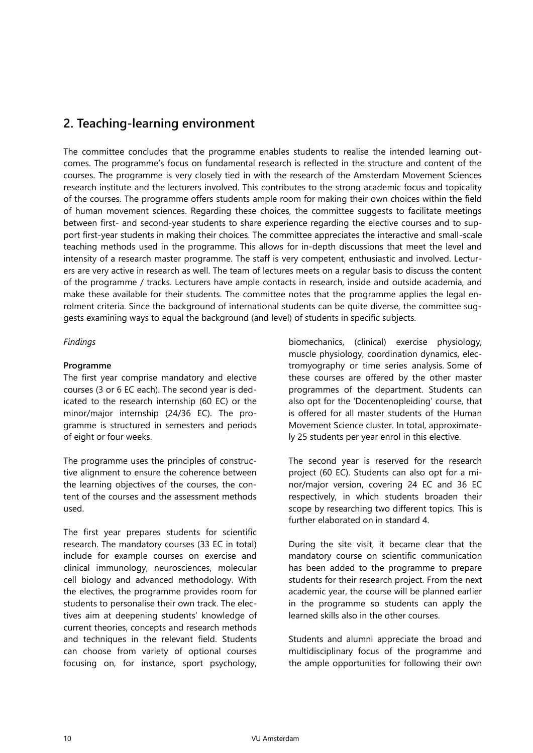## 2. Teaching-learning environment

The committee concludes that the programme enables students to realise the intended learning outcomes. The programme's focus on fundamental research is reflected in the structure and content of the courses. The programme is very closely tied in with the research of the Amsterdam Movement Sciences research institute and the lecturers involved. This contributes to the strong academic focus and topicality of the courses. The programme offers students ample room for making their own choices within the field of human movement sciences. Regarding these choices, the committee suggests to facilitate meetings between first- and second-year students to share experience regarding the elective courses and to support first-year students in making their choices. The committee appreciates the interactive and small-scale teaching methods used in the programme. This allows for in-depth discussions that meet the level and intensity of a research master programme. The staff is very competent, enthusiastic and involved. Lecturers are very active in research as well. The team of lectures meets on a regular basis to discuss the content of the programme / tracks. Lecturers have ample contacts in research, inside and outside academia, and make these available for their students. The committee notes that the programme applies the legal enrolment criteria. Since the background of international students can be quite diverse, the committee suggests examining ways to equal the background (and level) of students in specific subjects.

*Findings*

**Programme**

The first year comprise mandatory and elective courses (3 or 6 EC each). The second year is dedicated to the research internship (60 EC) or the minor/major internship (24/36 EC). The programme is structured in semesters and periods of eight or four weeks.

The programme uses the principles of constructive alignment to ensure the coherence between the learning objectives of the courses, the content of the courses and the assessment methods used.

The first year prepares students for scientific research. The mandatory courses (33 EC in total) include for example courses on exercise and clinical immunology, neurosciences, molecular cell biology and advanced methodology. With the electives, the programme provides room for students to personalise their own track. The electives aim at deepening students' knowledge of current theories, concepts and research methods and techniques in the relevant field. Students can choose from variety of optional courses focusing on, for instance, sport psychology, biomechanics, (clinical) exercise physiology, muscle physiology, coordination dynamics, electromyography or time series analysis. Some of these courses are offered by the other master programmes of the department. Students can also opt for the 'Docentenopleiding' course, that is offered for all master students of the Human Movement Science cluster. In total, approximately 25 students per year enrol in this elective.

The second year is reserved for the research project (60 EC). Students can also opt for a minor/major version, covering 24 EC and 36 EC respectively, in which students broaden their scope by researching two different topics. This is further elaborated on in standard 4.

During the site visit, it became clear that the mandatory course on scientific communication has been added to the programme to prepare students for their research project. From the next academic year, the course will be planned earlier in the programme so students can apply the learned skills also in the other courses.

Students and alumni appreciate the broad and multidisciplinary focus of the programme and the ample opportunities for following their own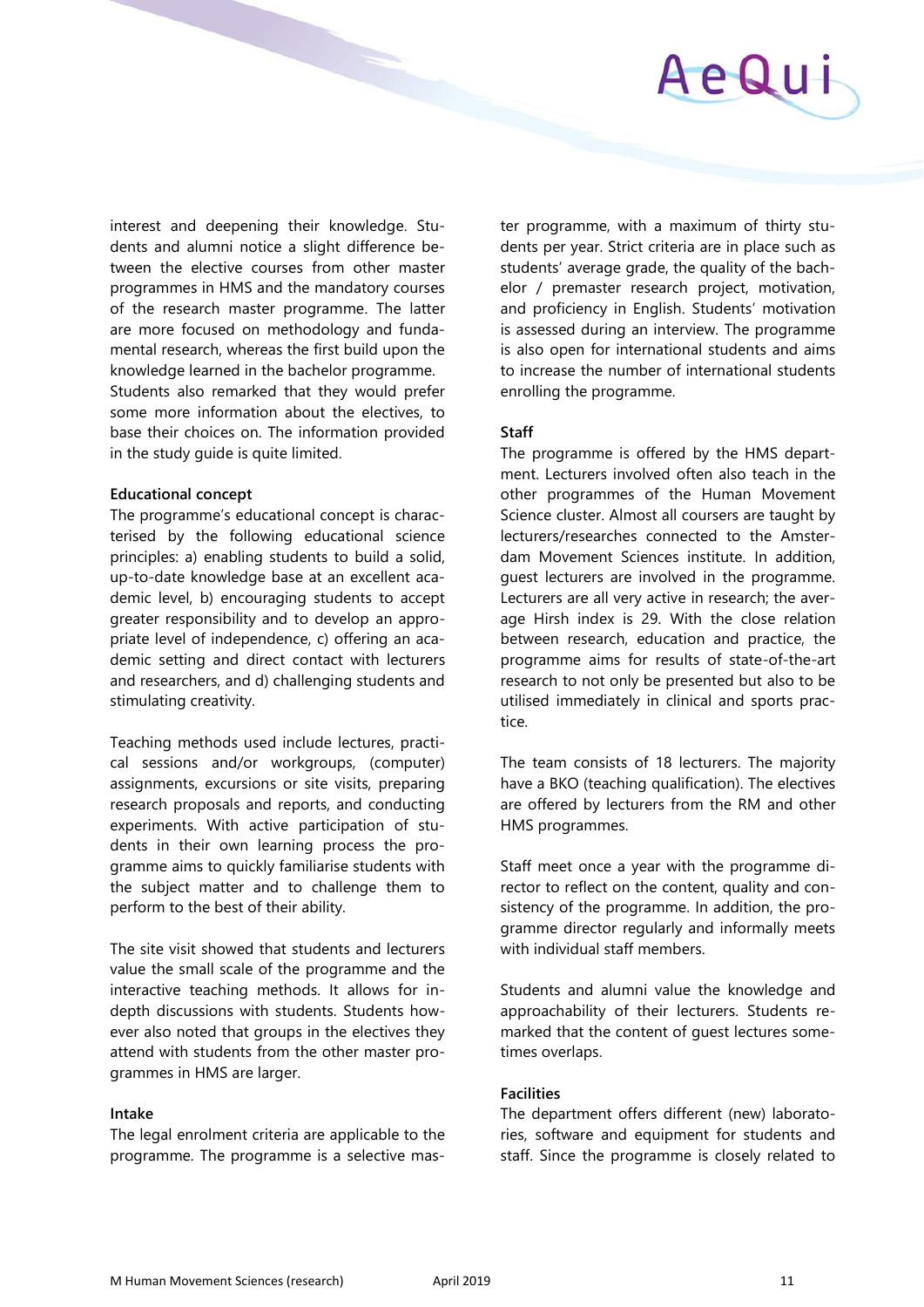interest and deepening their knowledge. Students and alumni notice a slight difference between the elective courses from other master programmes in HMS and the mandatory courses of the research master programme. The latter are more focused on methodology and fundamental research, whereas the first build upon the knowledge learned in the bachelor programme. Students also remarked that they would prefer some more information about the electives, to base their choices on. The information provided in the study guide is quite limited.

**Educational concept**

The programme's educational concept is characterised by the following educational science principles: a) enabling students to build a solid, up-to-date knowledge base at an excellent academic level, b) encouraging students to accept greater responsibility and to develop an appropriate level of independence, c) offering an academic setting and direct contact with lecturers and researchers, and d) challenging students and stimulating creativity.

Teaching methods used include lectures, practical sessions and/or workgroups, (computer) assignments, excursions or site visits, preparing research proposals and reports, and conducting experiments. With active participation of students in their own learning process the programme aims to quickly familiarise students with the subject matter and to challenge them to perform to the best of their ability.

The site visit showed that students and lecturers value the small scale of the programme and the interactive teaching methods. It allows for in-depth discussions with students. Students however also noted that groups in the electives they attend with students from the other master programmes in HMS are larger.

**Intake**

The legal enrolment criteria are applicable to the programme. The programme is a selective master programme, with a maximum of thirty students per year. Strict criteria are in place such as students' average grade, the quality of the bachelor / premaster research project, motivation, and proficiency in English. Students' motivation is assessed during an interview. The programme is also open for international students and aims to increase the number of international students enrolling the programme.

**Staff**

The programme is offered by the HMS department. Lecturers involved often also teach in the other programmes of the Human Movement Science cluster. Almost all coursers are taught by lecturers/researches connected to the Amsterdam Movement Sciences institute. In addition, guest lecturers are involved in the programme. Lecturers are all very active in research; the average Hirsh index is 29. With the close relation between research, education and practice, the programme aims for results of state-of-the-art research to not only be presented but also to be utilised immediately in clinical and sports practice.

The team consists of 18 lecturers. The majority have a BKO (teaching qualification). The electives are offered by lecturers from the RM and other HMS programmes.

Staff meet once a year with the programme director to reflect on the content, quality and consistency of the programme. In addition, the programme director regularly and informally meets with individual staff members.

Students and alumni value the knowledge and approachability of their lecturers. Students remarked that the content of guest lectures sometimes overlaps.

**Facilities**

The department offers different (new) laboratories, software and equipment for students and staff. Since the programme is closely related to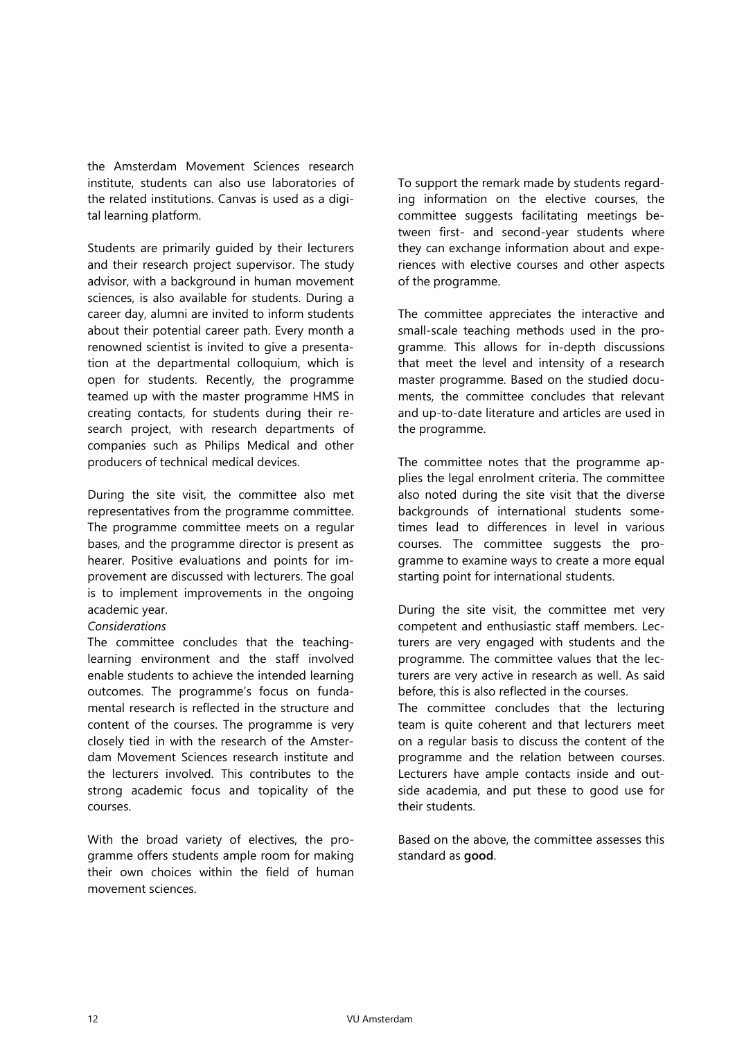the Amsterdam Movement Sciences research institute, students can also use laboratories of the related institutions. Canvas is used as a digital learning platform.

Students are primarily guided by their lecturers and their research project supervisor. The study advisor, with a background in human movement sciences, is also available for students. During a career day, alumni are invited to inform students about their potential career path. Every month a renowned scientist is invited to give a presentation at the departmental colloquium, which is open for students. Recently, the programme teamed up with the master programme HMS in creating contacts, for students during their research project, with research departments of companies such as Philips Medical and other producers of technical medical devices.

During the site visit, the committee also met representatives from the programme committee. The programme committee meets on a regular bases, and the programme director is present as hearer. Positive evaluations and points for improvement are discussed with lecturers. The goal is to implement improvements in the ongoing academic year.

*Considerations*

The committee concludes that the teaching-learning environment and the staff involved enable students to achieve the intended learning outcomes. The programme's focus on fundamental research is reflected in the structure and content of the courses. The programme is very closely tied in with the research of the Amsterdam Movement Sciences research institute and the lecturers involved. This contributes to the strong academic focus and topicality of the courses.

With the broad variety of electives, the programme offers students ample room for making their own choices within the field of human movement sciences.

To support the remark made by students regarding information on the elective courses, the committee suggests facilitating meetings between first- and second-year students where they can exchange information about and experiences with elective courses and other aspects of the programme.

The committee appreciates the interactive and small-scale teaching methods used in the programme. This allows for in-depth discussions that meet the level and intensity of a research master programme. Based on the studied documents, the committee concludes that relevant and up-to-date literature and articles are used in the programme.

The committee notes that the programme applies the legal enrolment criteria. The committee also noted during the site visit that the diverse backgrounds of international students sometimes lead to differences in level in various courses. The committee suggests the programme to examine ways to create a more equal starting point for international students.

During the site visit, the committee met very competent and enthusiastic staff members. Lecturers are very engaged with students and the programme. The committee values that the lecturers are very active in research as well. As said before, this is also reflected in the courses.

The committee concludes that the lecturing team is quite coherent and that lecturers meet on a regular basis to discuss the content of the programme and the relation between courses. Lecturers have ample contacts inside and outside academia, and put these to good use for their students.

Based on the above, the committee assesses this standard as **good**.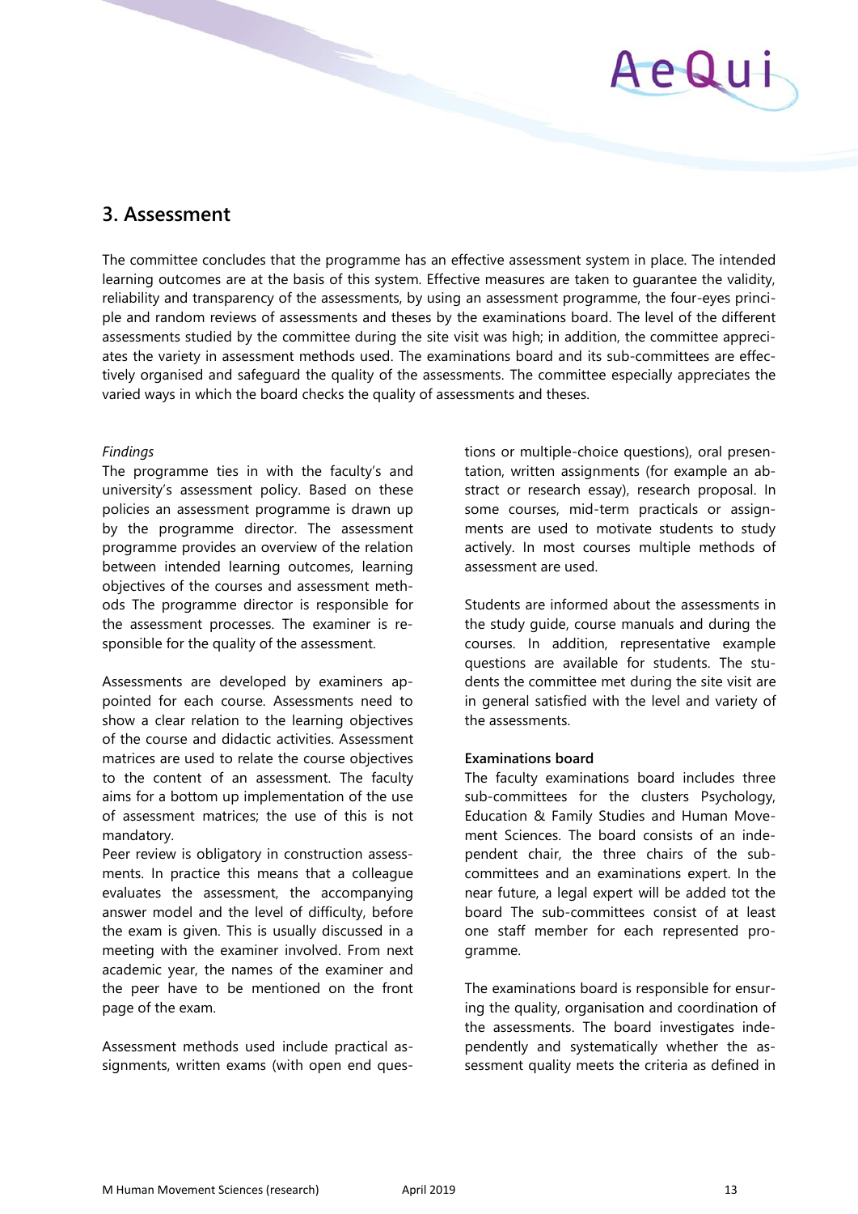## 3. Assessment

The committee concludes that the programme has an effective assessment system in place. The intended learning outcomes are at the basis of this system. Effective measures are taken to guarantee the validity, reliability and transparency of the assessments, by using an assessment programme, the four-eyes principle and random reviews of assessments and theses by the examinations board. The level of the different assessments studied by the committee during the site visit was high; in addition, the committee appreciates the variety in assessment methods used. The examinations board and its sub-committees are effectively organised and safeguard the quality of the assessments. The committee especially appreciates the varied ways in which the board checks the quality of assessments and theses.

*Findings*

The programme ties in with the faculty's and university's assessment policy. Based on these policies an assessment programme is drawn up by the programme director. The assessment programme provides an overview of the relation between intended learning outcomes, learning objectives of the courses and assessment methods The programme director is responsible for the assessment processes. The examiner is responsible for the quality of the assessment.

Assessments are developed by examiners appointed for each course. Assessments need to show a clear relation to the learning objectives of the course and didactic activities. Assessment matrices are used to relate the course objectives to the content of an assessment. The faculty aims for a bottom up implementation of the use of assessment matrices; the use of this is not mandatory.

Peer review is obligatory in construction assessments. In practice this means that a colleague evaluates the assessment, the accompanying answer model and the level of difficulty, before the exam is given. This is usually discussed in a meeting with the examiner involved. From next academic year, the names of the examiner and the peer have to be mentioned on the front page of the exam.

Assessment methods used include practical assignments, written exams (with open end questions or multiple-choice questions), oral presentation, written assignments (for example an abstract or research essay), research proposal. In some courses, mid-term practicals or assignments are used to motivate students to study actively. In most courses multiple methods of assessment are used.

Students are informed about the assessments in the study guide, course manuals and during the courses. In addition, representative example questions are available for students. The students the committee met during the site visit are in general satisfied with the level and variety of the assessments.

**Examinations board**

The faculty examinations board includes three sub-committees for the clusters Psychology, Education & Family Studies and Human Movement Sciences. The board consists of an independent chair, the three chairs of the sub-committees and an examinations expert. In the near future, a legal expert will be added tot the board The sub-committees consist of at least one staff member for each represented programme.

The examinations board is responsible for ensuring the quality, organisation and coordination of the assessments. The board investigates independently and systematically whether the assessment quality meets the criteria as defined in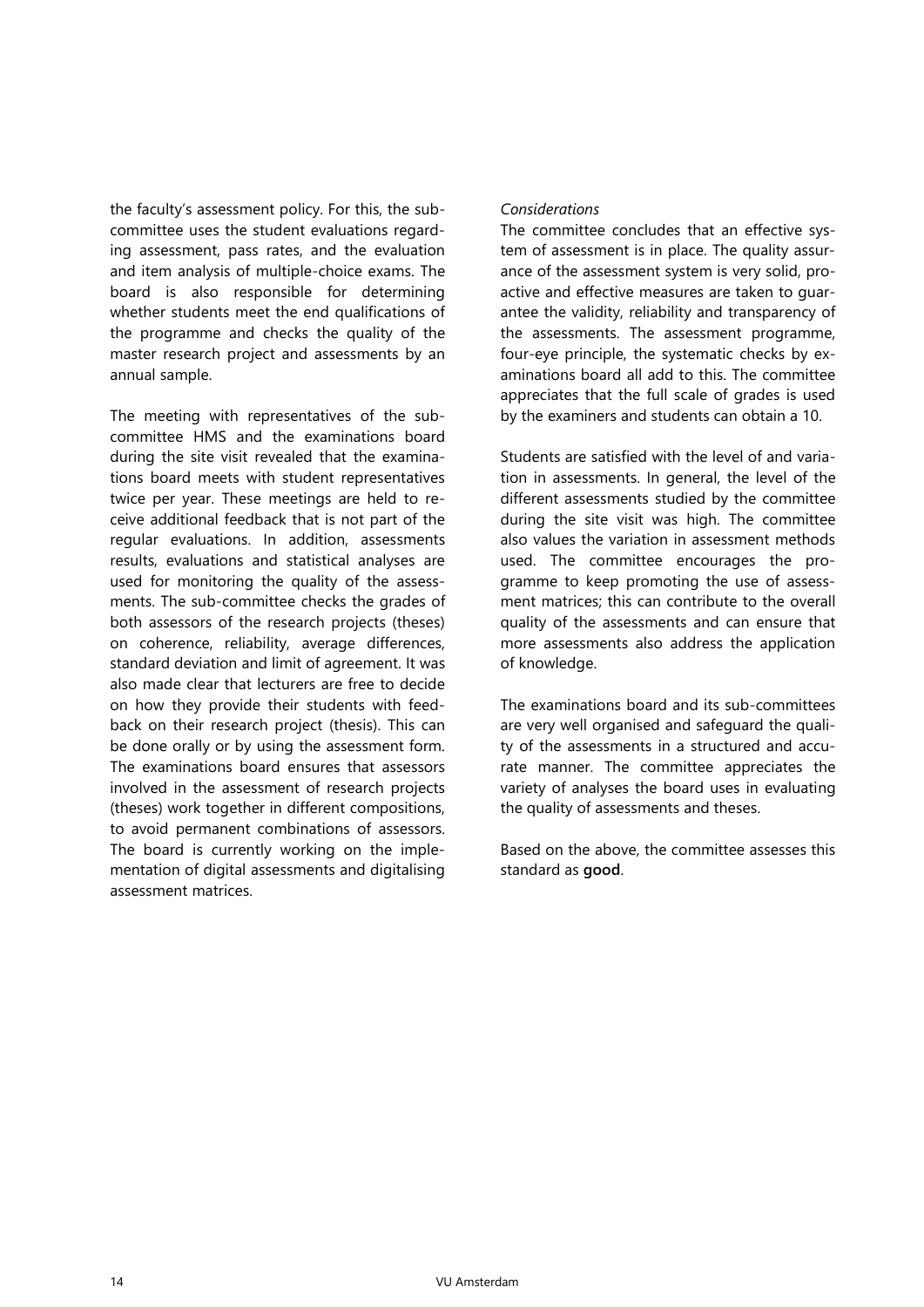the faculty's assessment policy. For this, the sub-committee uses the student evaluations regarding assessment, pass rates, and the evaluation and item analysis of multiple-choice exams. The board is also responsible for determining whether students meet the end qualifications of the programme and checks the quality of the master research project and assessments by an annual sample.

The meeting with representatives of the sub-committee HMS and the examinations board during the site visit revealed that the examinations board meets with student representatives twice per year. These meetings are held to receive additional feedback that is not part of the regular evaluations. In addition, assessments results, evaluations and statistical analyses are used for monitoring the quality of the assessments. The sub-committee checks the grades of both assessors of the research projects (theses) on coherence, reliability, average differences, standard deviation and limit of agreement. It was also made clear that lecturers are free to decide on how they provide their students with feedback on their research project (thesis). This can be done orally or by using the assessment form. The examinations board ensures that assessors involved in the assessment of research projects (theses) work together in different compositions, to avoid permanent combinations of assessors. The board is currently working on the implementation of digital assessments and digitalising assessment matrices.

*Considerations*

The committee concludes that an effective system of assessment is in place. The quality assurance of the assessment system is very solid, proactive and effective measures are taken to guarantee the validity, reliability and transparency of the assessments. The assessment programme, four-eye principle, the systematic checks by examinations board all add to this. The committee appreciates that the full scale of grades is used by the examiners and students can obtain a 10.

Students are satisfied with the level of and variation in assessments. In general, the level of the different assessments studied by the committee during the site visit was high. The committee also values the variation in assessment methods used. The committee encourages the programme to keep promoting the use of assessment matrices; this can contribute to the overall quality of the assessments and can ensure that more assessments also address the application of knowledge.

The examinations board and its sub-committees are very well organised and safeguard the quality of the assessments in a structured and accurate manner. The committee appreciates the variety of analyses the board uses in evaluating the quality of assessments and theses.

Based on the above, the committee assesses this standard as **good**.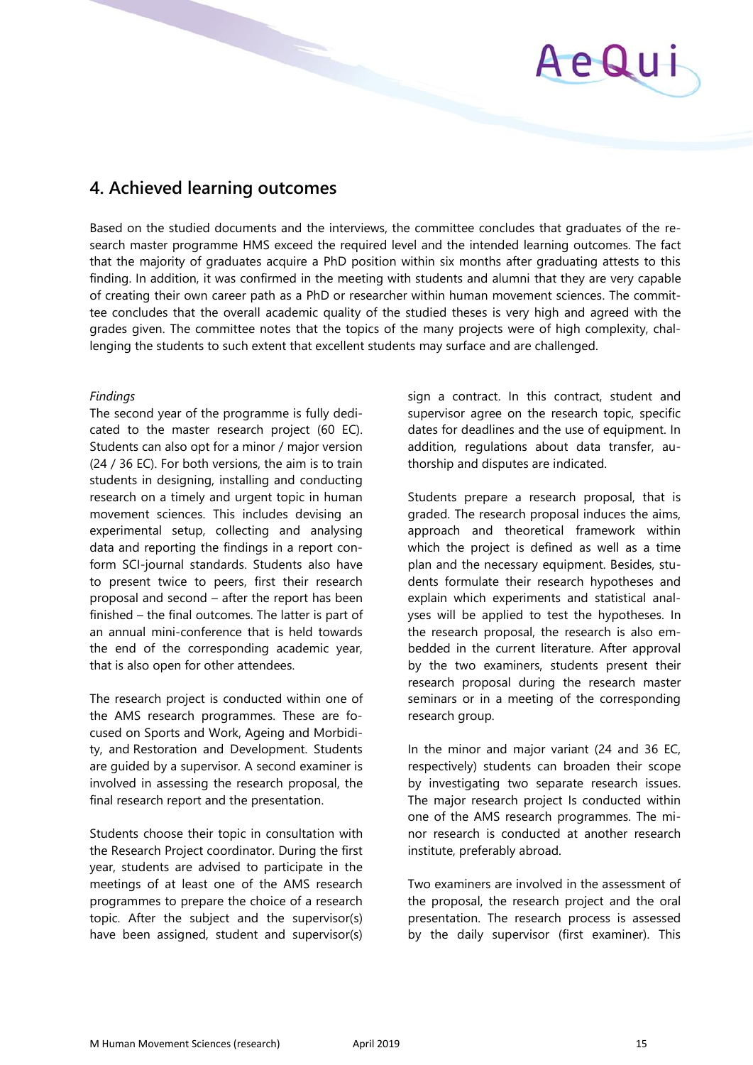## 4. Achieved learning outcomes

Based on the studied documents and the interviews, the committee concludes that graduates of the research master programme HMS exceed the required level and the intended learning outcomes. The fact that the majority of graduates acquire a PhD position within six months after graduating attests to this finding. In addition, it was confirmed in the meeting with students and alumni that they are very capable of creating their own career path as a PhD or researcher within human movement sciences. The committee concludes that the overall academic quality of the studied theses is very high and agreed with the grades given. The committee notes that the topics of the many projects were of high complexity, challenging the students to such extent that excellent students may surface and are challenged.

*Findings*

The second year of the programme is fully dedicated to the master research project (60 EC). Students can also opt for a minor / major version (24 / 36 EC). For both versions, the aim is to train students in designing, installing and conducting research on a timely and urgent topic in human movement sciences. This includes devising an experimental setup, collecting and analysing data and reporting the findings in a report conform SCI-journal standards. Students also have to present twice to peers, first their research proposal and second – after the report has been finished – the final outcomes. The latter is part of an annual mini-conference that is held towards the end of the corresponding academic year, that is also open for other attendees.

The research project is conducted within one of the AMS research programmes. These are focused on Sports and Work, Ageing and Morbidity, and Restoration and Development. Students are guided by a supervisor. A second examiner is involved in assessing the research proposal, the final research report and the presentation.

Students choose their topic in consultation with the Research Project coordinator. During the first year, students are advised to participate in the meetings of at least one of the AMS research programmes to prepare the choice of a research topic. After the subject and the supervisor(s) have been assigned, student and supervisor(s) sign a contract. In this contract, student and supervisor agree on the research topic, specific dates for deadlines and the use of equipment. In addition, regulations about data transfer, authorship and disputes are indicated.

Students prepare a research proposal, that is graded. The research proposal induces the aims, approach and theoretical framework within which the project is defined as well as a time plan and the necessary equipment. Besides, students formulate their research hypotheses and explain which experiments and statistical analyses will be applied to test the hypotheses. In the research proposal, the research is also embedded in the current literature. After approval by the two examiners, students present their research proposal during the research master seminars or in a meeting of the corresponding research group.

In the minor and major variant (24 and 36 EC, respectively) students can broaden their scope by investigating two separate research issues. The major research project Is conducted within one of the AMS research programmes. The minor research is conducted at another research institute, preferably abroad.

Two examiners are involved in the assessment of the proposal, the research project and the oral presentation. The research process is assessed by the daily supervisor (first examiner). This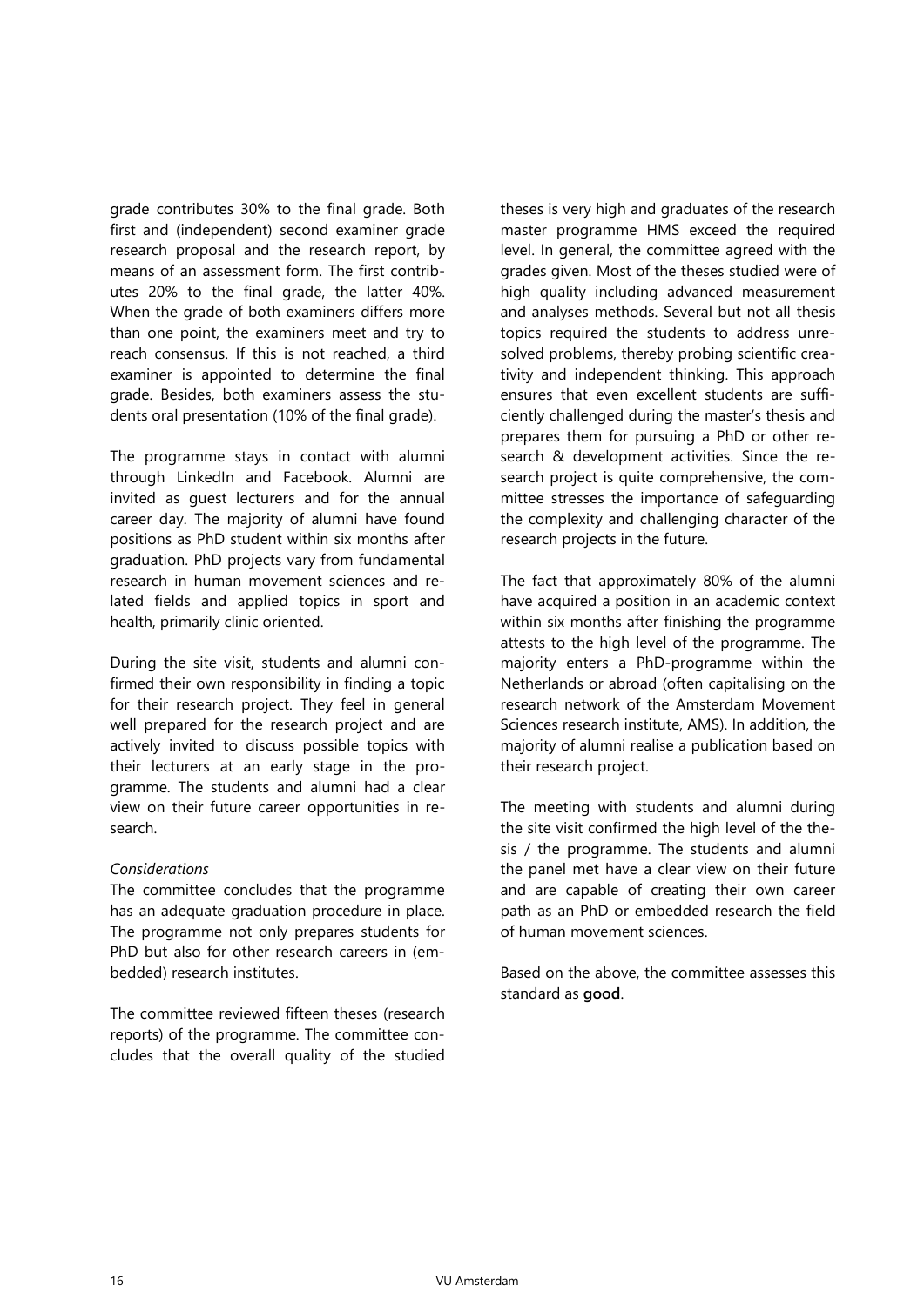grade contributes 30% to the final grade. Both first and (independent) second examiner grade research proposal and the research report, by means of an assessment form. The first contributes 20% to the final grade, the latter 40%. When the grade of both examiners differs more than one point, the examiners meet and try to reach consensus. If this is not reached, a third examiner is appointed to determine the final grade. Besides, both examiners assess the students oral presentation (10% of the final grade).

The programme stays in contact with alumni through LinkedIn and Facebook. Alumni are invited as guest lecturers and for the annual career day. The majority of alumni have found positions as PhD student within six months after graduation. PhD projects vary from fundamental research in human movement sciences and related fields and applied topics in sport and health, primarily clinic oriented.

During the site visit, students and alumni confirmed their own responsibility in finding a topic for their research project. They feel in general well prepared for the research project and are actively invited to discuss possible topics with their lecturers at an early stage in the programme. The students and alumni had a clear view on their future career opportunities in research.

*Considerations*

The committee concludes that the programme has an adequate graduation procedure in place. The programme not only prepares students for PhD but also for other research careers in (embedded) research institutes.

The committee reviewed fifteen theses (research reports) of the programme. The committee concludes that the overall quality of the studied theses is very high and graduates of the research master programme HMS exceed the required level. In general, the committee agreed with the grades given. Most of the theses studied were of high quality including advanced measurement and analyses methods. Several but not all thesis topics required the students to address unresolved problems, thereby probing scientific creativity and independent thinking. This approach ensures that even excellent students are sufficiently challenged during the master's thesis and prepares them for pursuing a PhD or other research & development activities. Since the research project is quite comprehensive, the committee stresses the importance of safeguarding the complexity and challenging character of the research projects in the future.

The fact that approximately 80% of the alumni have acquired a position in an academic context within six months after finishing the programme attests to the high level of the programme. The majority enters a PhD-programme within the Netherlands or abroad (often capitalising on the research network of the Amsterdam Movement Sciences research institute, AMS). In addition, the majority of alumni realise a publication based on their research project.

The meeting with students and alumni during the site visit confirmed the high level of the thesis / the programme. The students and alumni the panel met have a clear view on their future and are capable of creating their own career path as an PhD or embedded research the field of human movement sciences.

Based on the above, the committee assesses this standard as **good**.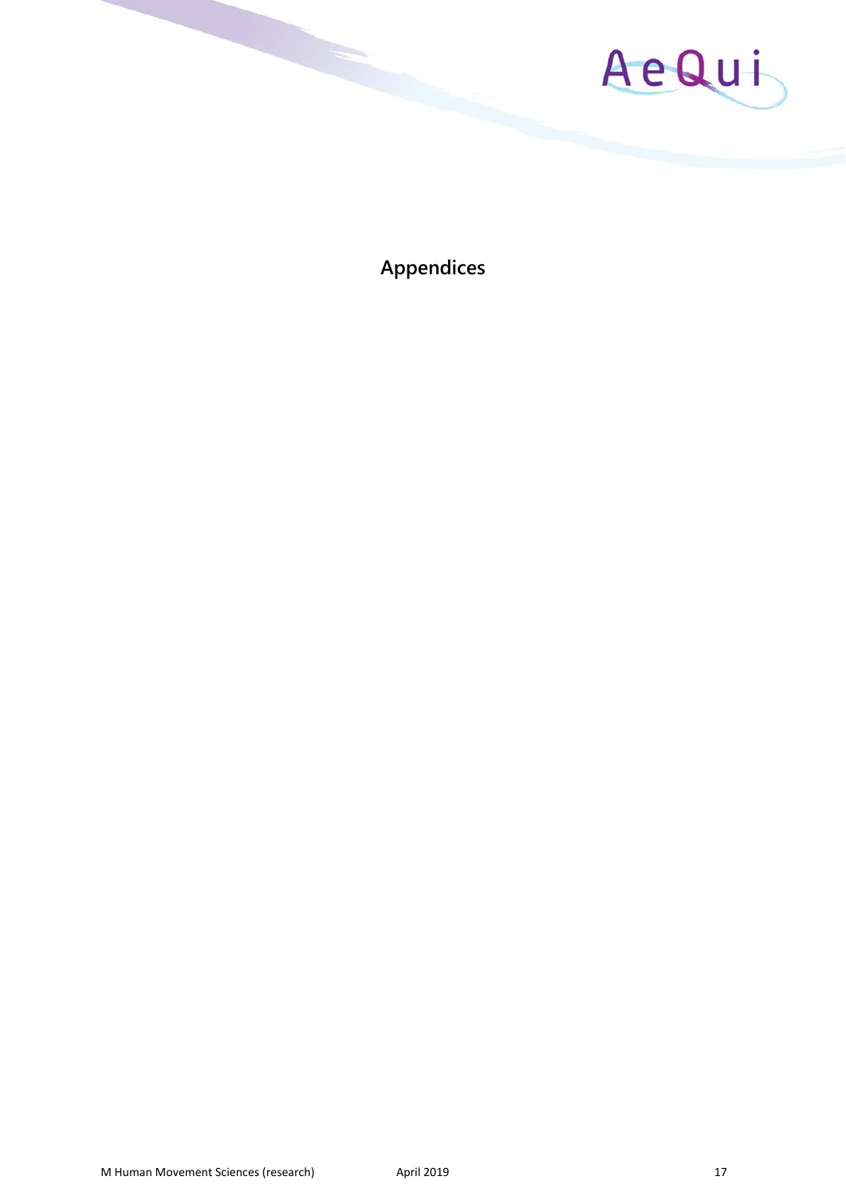# Appendices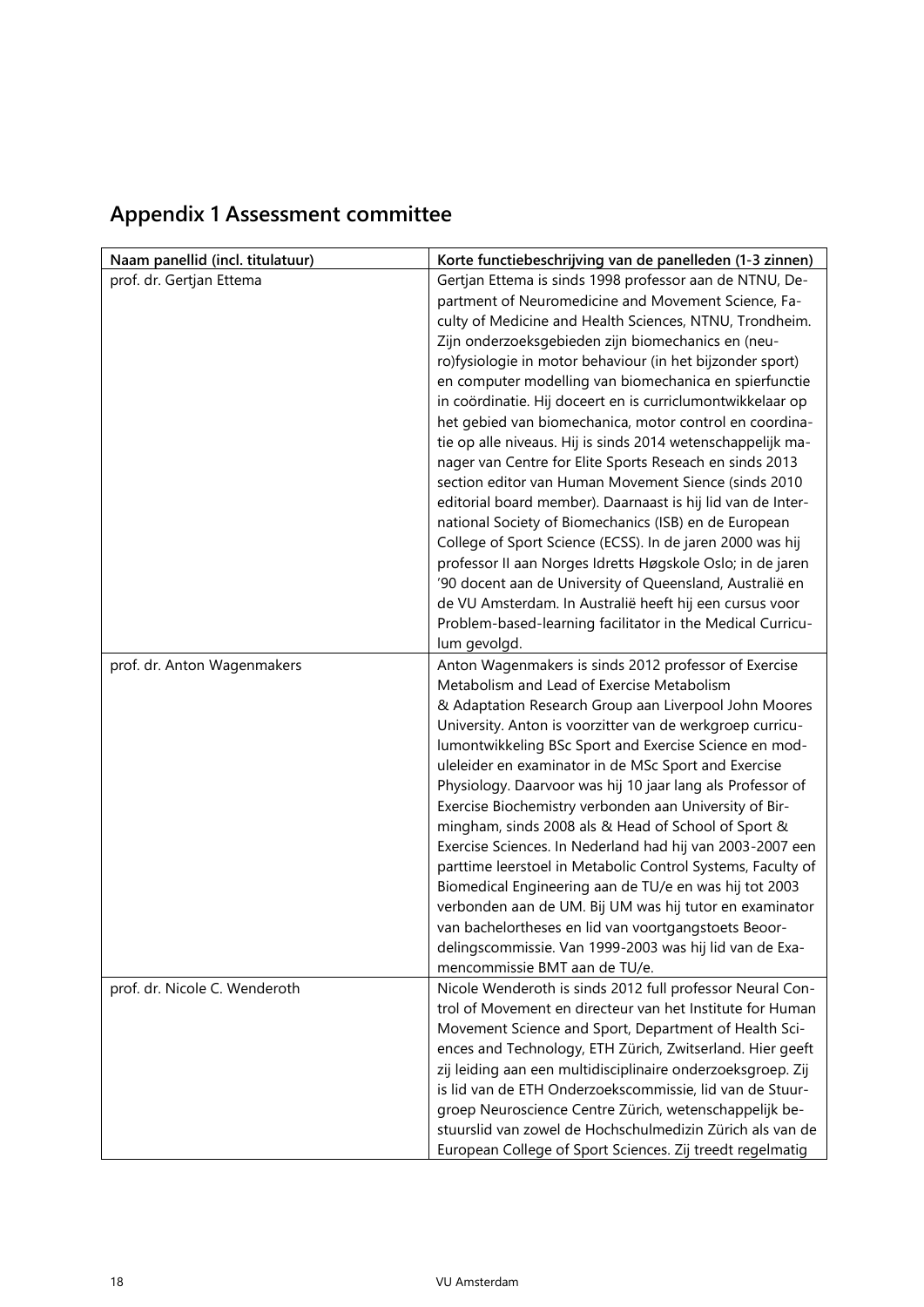## Appendix 1 Assessment committee

| Naam panellid (incl. titulatuur) | Korte functiebeschrijving van de panelleden (1-3 zinnen) |
|---|---|
| prof. dr. Gertjan Ettema | Gertjan Ettema is sinds 1998 professor aan de NTNU, Department of Neuromedicine and Movement Science, Faculty of Medicine and Health Sciences, NTNU, Trondheim. Zijn onderzoeksgebieden zijn biomechanics en (neuro)fysiologie in motor behaviour (in het bijzonder sport) en computer modelling van biomechanica en spierfunctie in coördinatie. Hij doceert en is curriclumontwikkelaar op het gebied van biomechanica, motor control en coordinatie op alle niveaus. Hij is sinds 2014 wetenschappelijk manager van Centre for Elite Sports Reseach en sinds 2013 section editor van Human Movement Sience (sinds 2010 editorial board member). Daarnaast is hij lid van de International Society of Biomechanics (ISB) en de European College of Sport Science (ECSS). In de jaren 2000 was hij professor II aan Norges Idretts Høgskole Oslo; in de jaren '90 docent aan de University of Queensland, Australië en de VU Amsterdam. In Australië heeft hij een cursus voor Problem-based-learning facilitator in the Medical Curriculum gevolgd. |
| prof. dr. Anton Wagenmakers | Anton Wagenmakers is sinds 2012 professor of Exercise Metabolism and Lead of Exercise Metabolism & Adaptation Research Group aan Liverpool John Moores University. Anton is voorzitter van de werkgroep curriculumontwikkeling BSc Sport and Exercise Science en moduleleider en examinator in de MSc Sport and Exercise Physiology. Daarvoor was hij 10 jaar lang als Professor of Exercise Biochemistry verbonden aan University of Birmingham, sinds 2008 als & Head of School of Sport & Exercise Sciences. In Nederland had hij van 2003-2007 een parttime leerstoel in Metabolic Control Systems, Faculty of Biomedical Engineering aan de TU/e en was hij tot 2003 verbonden aan de UM. Bij UM was hij tutor en examinator van bachelortheses en lid van voortgangstoets Beoordelingscommissie. Van 1999-2003 was hij lid van de Examencommissie BMT aan de TU/e. |
| prof. dr. Nicole C. Wenderoth | Nicole Wenderoth is sinds 2012 full professor Neural Control of Movement en directeur van het Institute for Human Movement Science and Sport, Department of Health Sciences and Technology, ETH Zürich, Zwitserland. Hier geeft zij leiding aan een multidisciplinaire onderzoeksgroep. Zij is lid van de ETH Onderzoekscommissie, lid van de Stuurgroep Neuroscience Centre Zürich, wetenschappelijk bestuurslid van zowel de Hochschulmedizin Zürich als van de European College of Sport Sciences. Zij treedt regelmatig |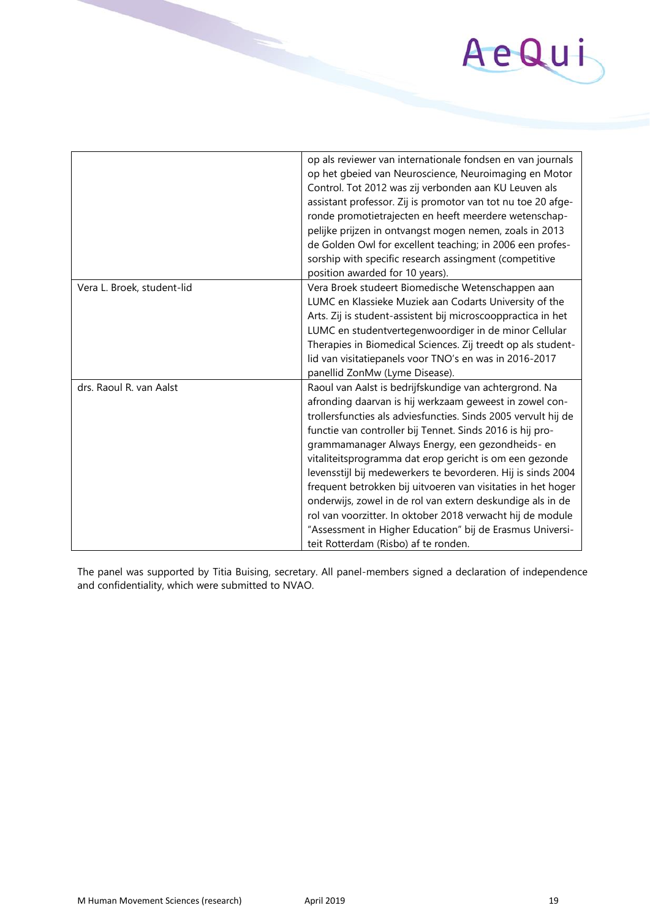| | |
|---|---|
| | op als reviewer van internationale fondsen en van journals op het gbeied van Neuroscience, Neuroimaging en Motor Control. Tot 2012 was zij verbonden aan KU Leuven als assistant professor. Zij is promotor van tot nu toe 20 afgeronde promotietrajecten en heeft meerdere wetenschappelijke prijzen in ontvangst mogen nemen, zoals in 2013 de Golden Owl for excellent teaching; in 2006 een professorship with specific research assingment (competitive position awarded for 10 years). |
| Vera L. Broek, student-lid | Vera Broek studeert Biomedische Wetenschappen aan LUMC en Klassieke Muziek aan Codarts University of the Arts. Zij is student-assistent bij microscooppractica in het LUMC en studentvertegenwoordiger in de minor Cellular Therapies in Biomedical Sciences. Zij treedt op als student-lid van visitatiepanels voor TNO's en was in 2016-2017 panellid ZonMw (Lyme Disease). |
| drs. Raoul R. van Aalst | Raoul van Aalst is bedrijfskundige van achtergrond. Na afronding daarvan is hij werkzaam geweest in zowel controllersfuncties als adviesfuncties. Sinds 2005 vervult hij de functie van controller bij Tennet. Sinds 2016 is hij programmamanager Always Energy, een gezondheids- en vitaliteitsprogramma dat erop gericht is om een gezonde levensstijl bij medewerkers te bevorderen. Hij is sinds 2004 frequent betrokken bij uitvoeren van visitaties in het hoger onderwijs, zowel in de rol van extern deskundige als in de rol van voorzitter. In oktober 2018 verwacht hij de module "Assessment in Higher Education" bij de Erasmus Universiteit Rotterdam (Risbo) af te ronden. |

The panel was supported by Titia Buising, secretary. All panel-members signed a declaration of independence and confidentiality, which were submitted to NVAO.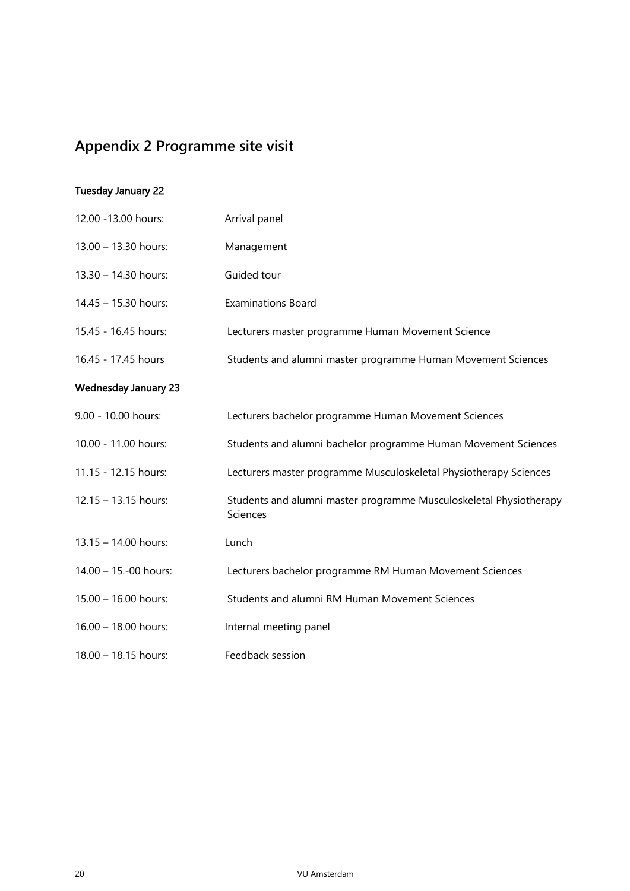## Appendix 2 Programme site visit

**Tuesday January 22**

| | |
|---|---|
| 12.00 -13.00 hours: | Arrival panel |
| 13.00 – 13.30 hours: | Management |
| 13.30 – 14.30 hours: | Guided tour |
| 14.45 – 15.30 hours: | Examinations Board |
| 15.45 - 16.45 hours: | Lecturers master programme Human Movement Science |
| 16.45 - 17.45 hours | Students and alumni master programme Human Movement Sciences |

**Wednesday January 23**

| | |
|---|---|
| 9.00 - 10.00 hours: | Lecturers bachelor programme Human Movement Sciences |
| 10.00 - 11.00 hours: | Students and alumni bachelor programme Human Movement Sciences |
| 11.15 - 12.15 hours: | Lecturers master programme Musculoskeletal Physiotherapy Sciences |
| 12.15 – 13.15 hours: | Students and alumni master programme Musculoskeletal Physiotherapy Sciences |
| 13.15 – 14.00 hours: | Lunch |
| 14.00 – 15.-00 hours: | Lecturers bachelor programme RM Human Movement Sciences |
| 15.00 – 16.00 hours: | Students and alumni RM Human Movement Sciences |
| 16.00 – 18.00 hours: | Internal meeting panel |
| 18.00 – 18.15 hours: | Feedback session |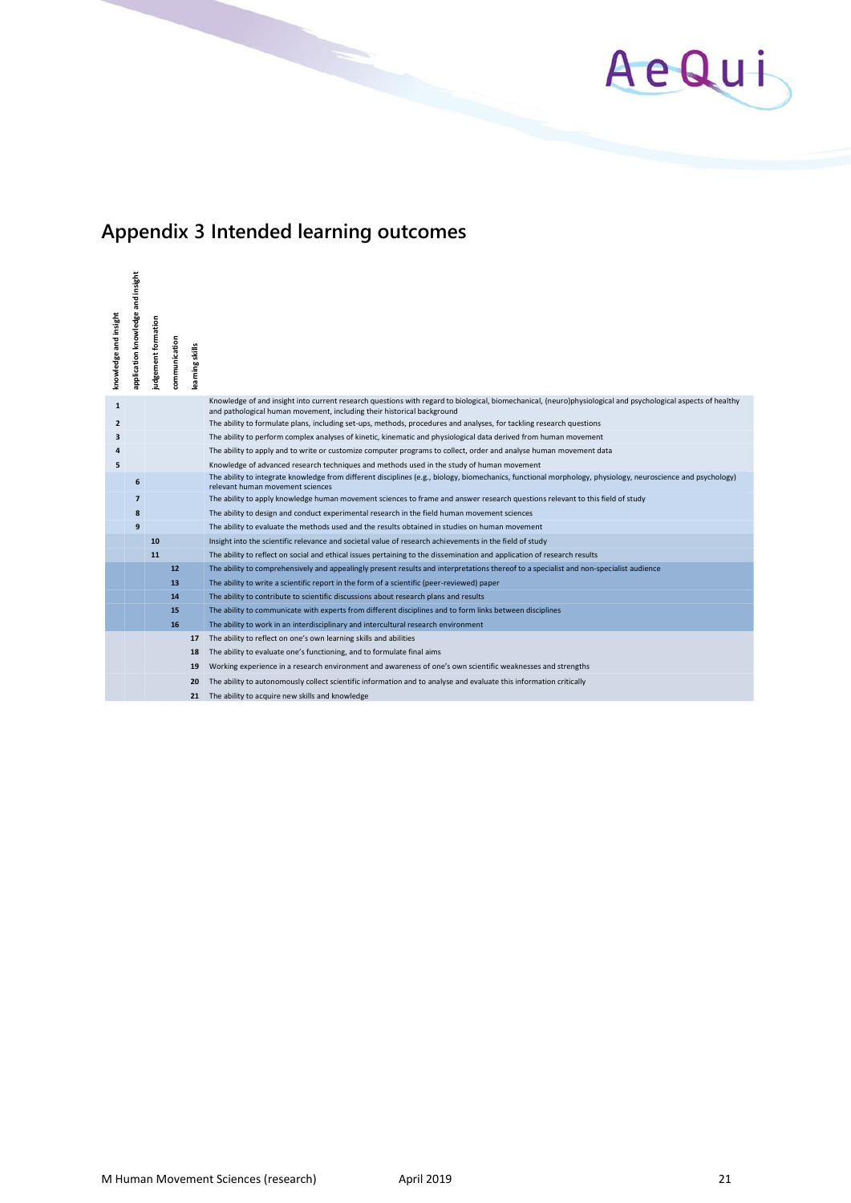## Appendix 3 Intended learning outcomes

| knowledge and insight | application knowledge and insight | judgement formation | communication | learning skills | |
|---|---|---|---|---|---|
| 1 | | | | | Knowledge of and insight into current research questions with regard to biological, biomechanical, (neuro)physiological and psychological aspects of healthy and pathological human movement, including their historical background |
| 2 | | | | | The ability to formulate plans, including set-ups, methods, procedures and analyses, for tackling research questions |
| 3 | | | | | The ability to perform complex analyses of kinetic, kinematic and physiological data derived from human movement |
| 4 | | | | | The ability to apply and to write or customize computer programs to collect, order and analyse human movement data |
| 5 | | | | | Knowledge of advanced research techniques and methods used in the study of human movement |
| | 6 | | | | The ability to integrate knowledge from different disciplines (e.g., biology, biomechanics, functional morphology, physiology, neuroscience and psychology) relevant human movement sciences |
| | 7 | | | | The ability to apply knowledge human movement sciences to frame and answer research questions relevant to this field of study |
| | 8 | | | | The ability to design and conduct experimental research in the field human movement sciences |
| | 9 | | | | The ability to evaluate the methods used and the results obtained in studies on human movement |
| | | 10 | | | Insight into the scientific relevance and societal value of research achievements in the field of study |
| | | 11 | | | The ability to reflect on social and ethical issues pertaining to the dissemination and application of research results |
| | | | 12 | | The ability to comprehensively and appealingly present results and interpretations thereof to a specialist and non-specialist audience |
| | | | 13 | | The ability to write a scientific report in the form of a scientific (peer-reviewed) paper |
| | | | 14 | | The ability to contribute to scientific discussions about research plans and results |
| | | | 15 | | The ability to communicate with experts from different disciplines and to form links between disciplines |
| | | | 16 | | The ability to work in an interdisciplinary and intercultural research environment |
| | | | | 17 | The ability to reflect on one's own learning skills and abilities |
| | | | | 18 | The ability to evaluate one's functioning, and to formulate final aims |
| | | | | 19 | Working experience in a research environment and awareness of one's own scientific weaknesses and strengths |
| | | | | 20 | The ability to autonomously collect scientific information and to analyse and evaluate this information critically |
| | | | | 21 | The ability to acquire new skills and knowledge |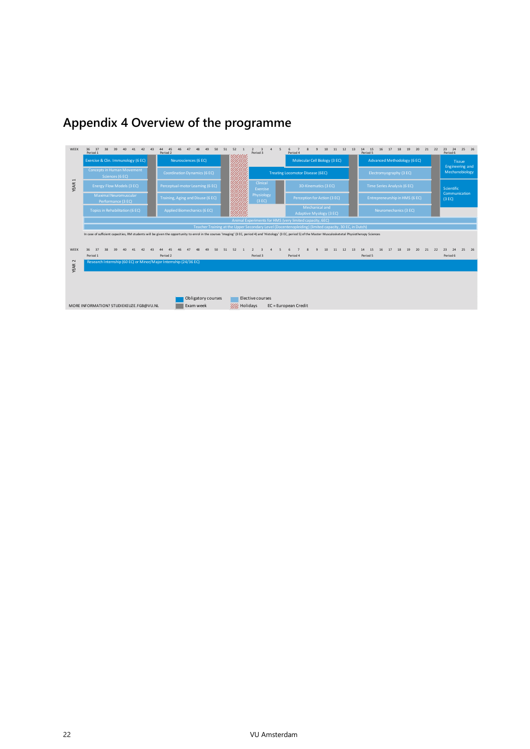# Appendix 4 Overview of the programme

**YEAR 1**

| Period 1 (weeks 36–43) | Period 2 (weeks 44–51) | Period 3 (weeks 2–5) | Period 4 (weeks 6–13) | Period 5 (weeks 14–22) | Period 6 (weeks 23–26) |
|---|---|---|---|---|---|
| Exercise & Clin. Immunology (6 EC) | Neurosciences (6 EC) | Treating Locomotor Disease (6EC) | Molecular Cell Biology (3 EC) | Advanced Methodology (6 EC) | Tissue Engineering and Mechanobiology |
| Concepts in Human Movement Sciences (6 EC) | Coordination Dynamics (6 EC) | Clinical Exercise Physiology (3 EC) | 3D-Kinematics (3 EC) | Electromyography (3 EC) | Scientific Communication (3 EC) |
| Energy Flow Models (3 EC) | Perceptual-motor Learning (6 EC) | | Perception for Action (3 EC) | Time Series Analysis (6 EC) | |
| Maximal Neuromuscular Performance (3 EC) | Training, Aging and Disuse (6 EC) | | Mechanical and Adaptive Myology (3 EC) | Entrepreneurship in HMS (6 EC) | |
| Topics in Rehabilitation (6 EC) | Applied Biomechanics (6 EC) | | | Neuromechanics (3 EC) | |

Animal Experiments for HMS (very limited capacity, 6EC)

Teacher Training at the Upper Secondary Level (Docentenopleiding) (limited capacity, 30 EC, in Dutch)

In case of sufficient capacities, RM students will be given the opportunity to enrol in the courses 'Imaging' (3 EC, period 4) and 'Histology' (3 EC, period 5) of the Master Musculoskeletal Physiotherapy Sciences

**YEAR 2**

Research Internship (60 EC) or Minor/Major Internship (24/36 EC)

Legend: Obligatory courses; Elective courses; Exam week; Holidays; EC = European Credit

MORE INFORMATION? STUDIEKEUZE.FGB@VU.NL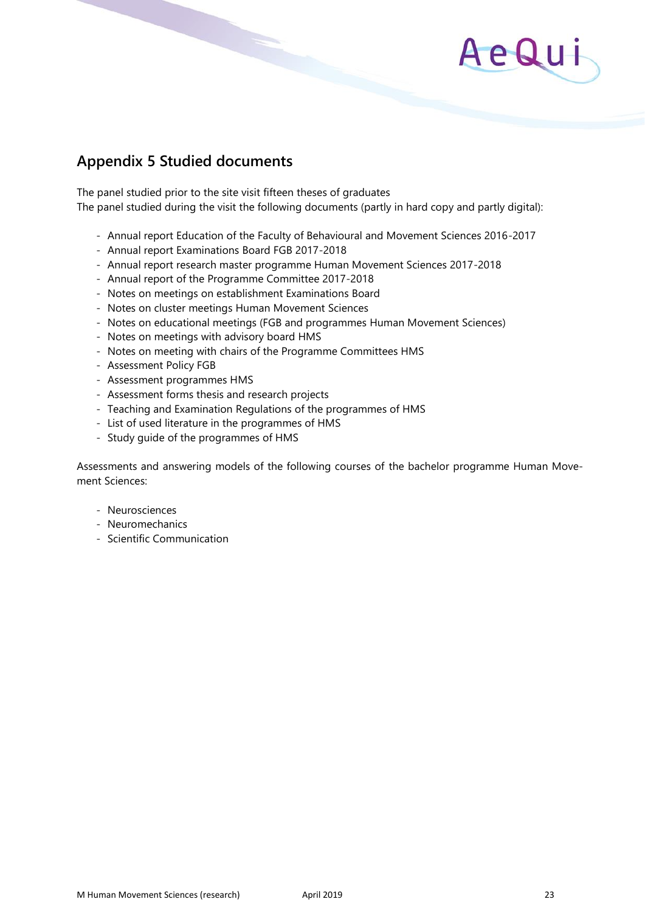## Appendix 5 Studied documents

The panel studied prior to the site visit fifteen theses of graduates
The panel studied during the visit the following documents (partly in hard copy and partly digital):

- Annual report Education of the Faculty of Behavioural and Movement Sciences 2016-2017
- Annual report Examinations Board FGB 2017-2018
- Annual report research master programme Human Movement Sciences 2017-2018
- Annual report of the Programme Committee 2017-2018
- Notes on meetings on establishment Examinations Board
- Notes on cluster meetings Human Movement Sciences
- Notes on educational meetings (FGB and programmes Human Movement Sciences)
- Notes on meetings with advisory board HMS
- Notes on meeting with chairs of the Programme Committees HMS
- Assessment Policy FGB
- Assessment programmes HMS
- Assessment forms thesis and research projects
- Teaching and Examination Regulations of the programmes of HMS
- List of used literature in the programmes of HMS
- Study guide of the programmes of HMS

Assessments and answering models of the following courses of the bachelor programme Human Movement Sciences:

- Neurosciences
- Neuromechanics
- Scientific Communication